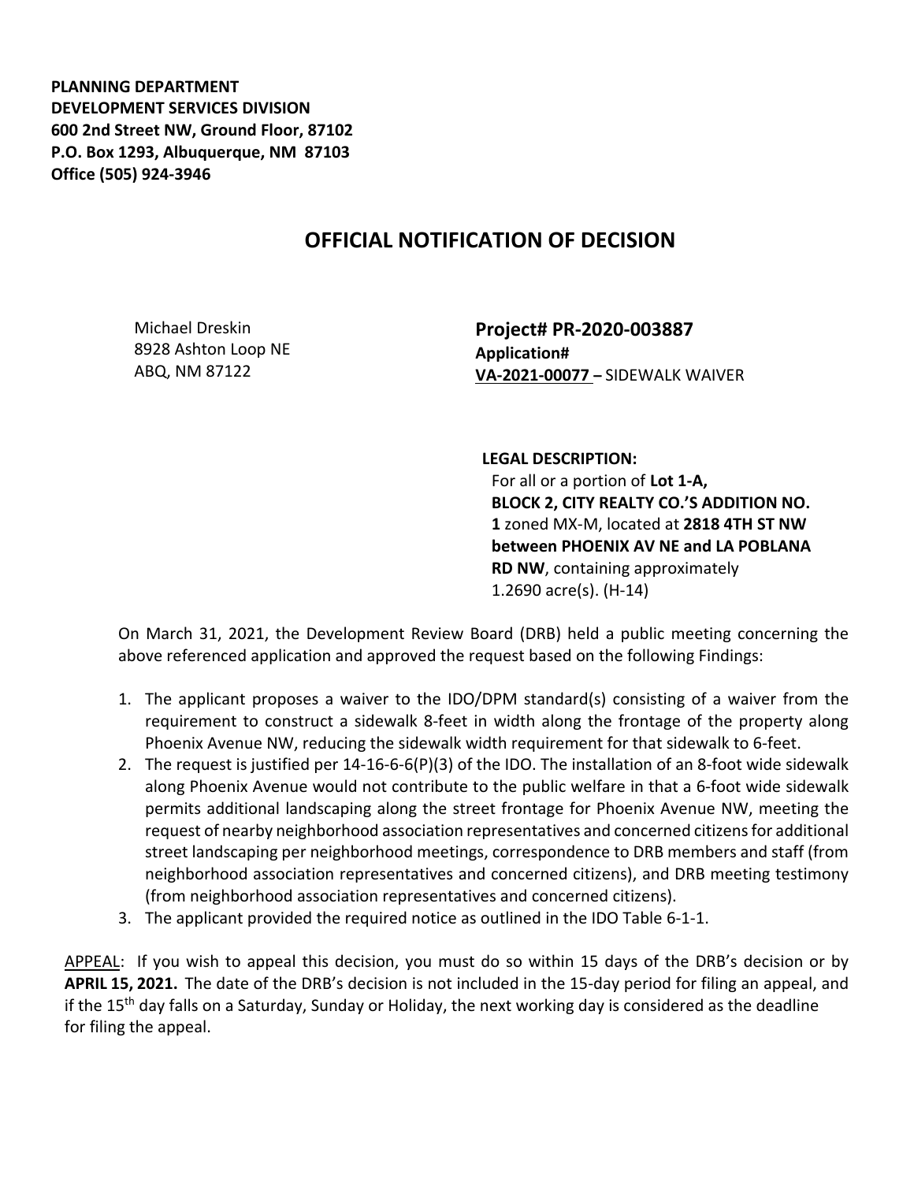**PLANNING DEPARTMENT**
**DEVELOPMENT SERVICES DIVISION**
**600 2nd Street NW, Ground Floor, 87102**
**P.O. Box 1293, Albuquerque, NM 87103**
**Office (505) 924-3946**

# OFFICIAL NOTIFICATION OF DECISION

Michael Dreskin
8928 Ashton Loop NE
ABQ, NM 87122

**Project# PR-2020-003887**
**Application#**
**VA-2021-00077** – SIDEWALK WAIVER

**LEGAL DESCRIPTION:**
For all or a portion of **Lot 1-A, BLOCK 2, CITY REALTY CO.'S ADDITION NO. 1** zoned MX-M, located at **2818 4TH ST NW between PHOENIX AV NE and LA POBLANA RD NW**, containing approximately 1.2690 acre(s). (H-14)

On March 31, 2021, the Development Review Board (DRB) held a public meeting concerning the above referenced application and approved the request based on the following Findings:

1. The applicant proposes a waiver to the IDO/DPM standard(s) consisting of a waiver from the requirement to construct a sidewalk 8-feet in width along the frontage of the property along Phoenix Avenue NW, reducing the sidewalk width requirement for that sidewalk to 6-feet.
2. The request is justified per 14-16-6-6(P)(3) of the IDO. The installation of an 8-foot wide sidewalk along Phoenix Avenue would not contribute to the public welfare in that a 6-foot wide sidewalk permits additional landscaping along the street frontage for Phoenix Avenue NW, meeting the request of nearby neighborhood association representatives and concerned citizens for additional street landscaping per neighborhood meetings, correspondence to DRB members and staff (from neighborhood association representatives and concerned citizens), and DRB meeting testimony (from neighborhood association representatives and concerned citizens).
3. The applicant provided the required notice as outlined in the IDO Table 6-1-1.

APPEAL: If you wish to appeal this decision, you must do so within 15 days of the DRB's decision or by **APRIL 15, 2021.** The date of the DRB's decision is not included in the 15-day period for filing an appeal, and if the 15th day falls on a Saturday, Sunday or Holiday, the next working day is considered as the deadline for filing the appeal.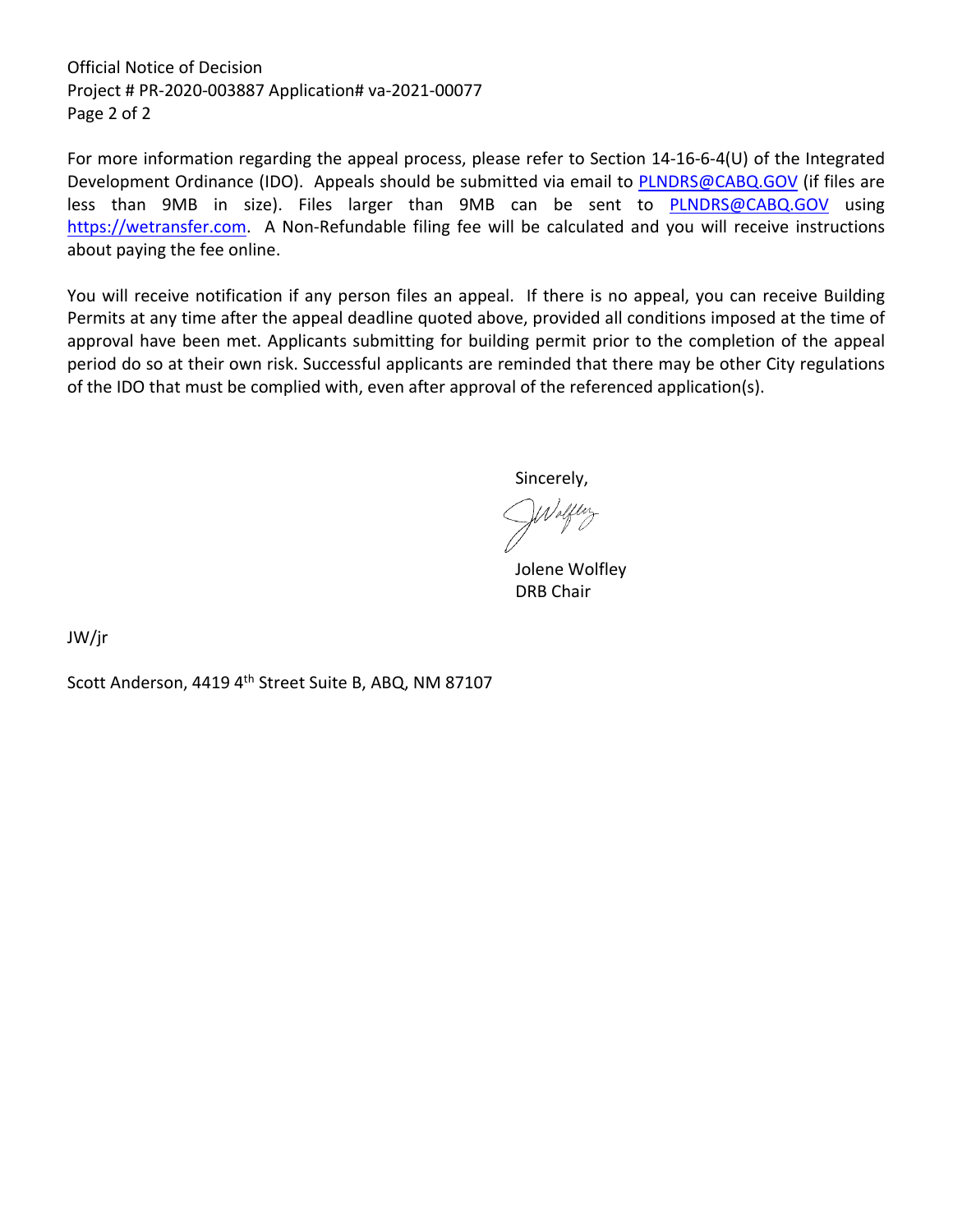Official Notice of Decision
Project # PR-2020-003887 Application# va-2021-00077

For more information regarding the appeal process, please refer to Section 14-16-6-4(U) of the Integrated Development Ordinance (IDO). Appeals should be submitted via email to PLNDRS@CABQ.GOV (if files are less than 9MB in size). Files larger than 9MB can be sent to PLNDRS@CABQ.GOV using https://wetransfer.com. A Non-Refundable filing fee will be calculated and you will receive instructions about paying the fee online.

You will receive notification if any person files an appeal. If there is no appeal, you can receive Building Permits at any time after the appeal deadline quoted above, provided all conditions imposed at the time of approval have been met. Applicants submitting for building permit prior to the completion of the appeal period do so at their own risk. Successful applicants are reminded that there may be other City regulations of the IDO that must be complied with, even after approval of the referenced application(s).

Sincerely,

Jolene Wolfley
DRB Chair

JW/jr

Scott Anderson, 4419 4th Street Suite B, ABQ, NM 87107